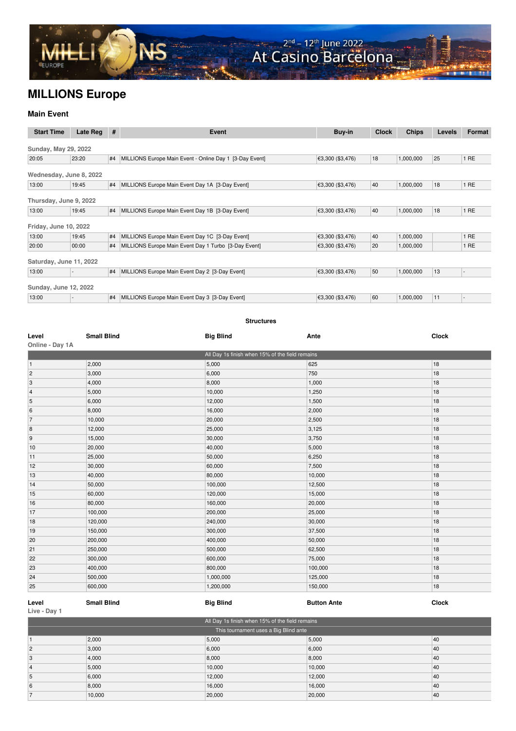2nd – 12th June 2022
At Casino Barcelona

# MILLIONS Europe

### Main Event

| Start Time | Late Reg | # | Event | Buy-in | Clock | Chips | Levels | Format |
|---|---|---|---|---|---|---|---|---|
| **Sunday, May 29, 2022** | | | | | | | | |
| 20:05 | 23:20 | #4 | MILLIONS Europe Main Event - Online Day 1 [3-Day Event] | €3,300 ($3,476) | 18 | 1,000,000 | 25 | 1 RE |
| **Wednesday, June 8, 2022** | | | | | | | | |
| 13:00 | 19:45 | #4 | MILLIONS Europe Main Event Day 1A [3-Day Event] | €3,300 ($3,476) | 40 | 1,000,000 | 18 | 1 RE |
| **Thursday, June 9, 2022** | | | | | | | | |
| 13:00 | 19:45 | #4 | MILLIONS Europe Main Event Day 1B [3-Day Event] | €3,300 ($3,476) | 40 | 1,000,000 | 18 | 1 RE |
| **Friday, June 10, 2022** | | | | | | | | |
| 13:00 | 19:45 | #4 | MILLIONS Europe Main Event Day 1C [3-Day Event] | €3,300 ($3,476) | 40 | 1,000,000 | | 1 RE |
| 20:00 | 00:00 | #4 | MILLIONS Europe Main Event Day 1 Turbo [3-Day Event] | €3,300 ($3,476) | 20 | 1,000,000 | | 1 RE |
| **Saturday, June 11, 2022** | | | | | | | | |
| 13:00 | - | #4 | MILLIONS Europe Main Event Day 2 [3-Day Event] | €3,300 ($3,476) | 50 | 1,000,000 | 13 | - |
| **Sunday, June 12, 2022** | | | | | | | | |
| 13:00 | - | #4 | MILLIONS Europe Main Event Day 3 [3-Day Event] | €3,300 ($3,476) | 60 | 1,000,000 | 11 | - |

### Structures

**Online - Day 1A**

All Day 1s finish when 15% of the field remains

| Level | Small Blind | Big Blind | Ante | Clock |
|---|---|---|---|---|
| 1 | 2,000 | 5,000 | 625 | 18 |
| 2 | 3,000 | 6,000 | 750 | 18 |
| 3 | 4,000 | 8,000 | 1,000 | 18 |
| 4 | 5,000 | 10,000 | 1,250 | 18 |
| 5 | 6,000 | 12,000 | 1,500 | 18 |
| 6 | 8,000 | 16,000 | 2,000 | 18 |
| 7 | 10,000 | 20,000 | 2,500 | 18 |
| 8 | 12,000 | 25,000 | 3,125 | 18 |
| 9 | 15,000 | 30,000 | 3,750 | 18 |
| 10 | 20,000 | 40,000 | 5,000 | 18 |
| 11 | 25,000 | 50,000 | 6,250 | 18 |
| 12 | 30,000 | 60,000 | 7,500 | 18 |
| 13 | 40,000 | 80,000 | 10,000 | 18 |
| 14 | 50,000 | 100,000 | 12,500 | 18 |
| 15 | 60,000 | 120,000 | 15,000 | 18 |
| 16 | 80,000 | 160,000 | 20,000 | 18 |
| 17 | 100,000 | 200,000 | 25,000 | 18 |
| 18 | 120,000 | 240,000 | 30,000 | 18 |
| 19 | 150,000 | 300,000 | 37,500 | 18 |
| 20 | 200,000 | 400,000 | 50,000 | 18 |
| 21 | 250,000 | 500,000 | 62,500 | 18 |
| 22 | 300,000 | 600,000 | 75,000 | 18 |
| 23 | 400,000 | 800,000 | 100,000 | 18 |
| 24 | 500,000 | 1,000,000 | 125,000 | 18 |
| 25 | 600,000 | 1,200,000 | 150,000 | 18 |

**Live - Day 1**

All Day 1s finish when 15% of the field remains

This tournament uses a Big Blind ante

| Level | Small Blind | Big Blind | Button Ante | Clock |
|---|---|---|---|---|
| 1 | 2,000 | 5,000 | 5,000 | 40 |
| 2 | 3,000 | 6,000 | 6,000 | 40 |
| 3 | 4,000 | 8,000 | 8,000 | 40 |
| 4 | 5,000 | 10,000 | 10,000 | 40 |
| 5 | 6,000 | 12,000 | 12,000 | 40 |
| 6 | 8,000 | 16,000 | 16,000 | 40 |
| 7 | 10,000 | 20,000 | 20,000 | 40 |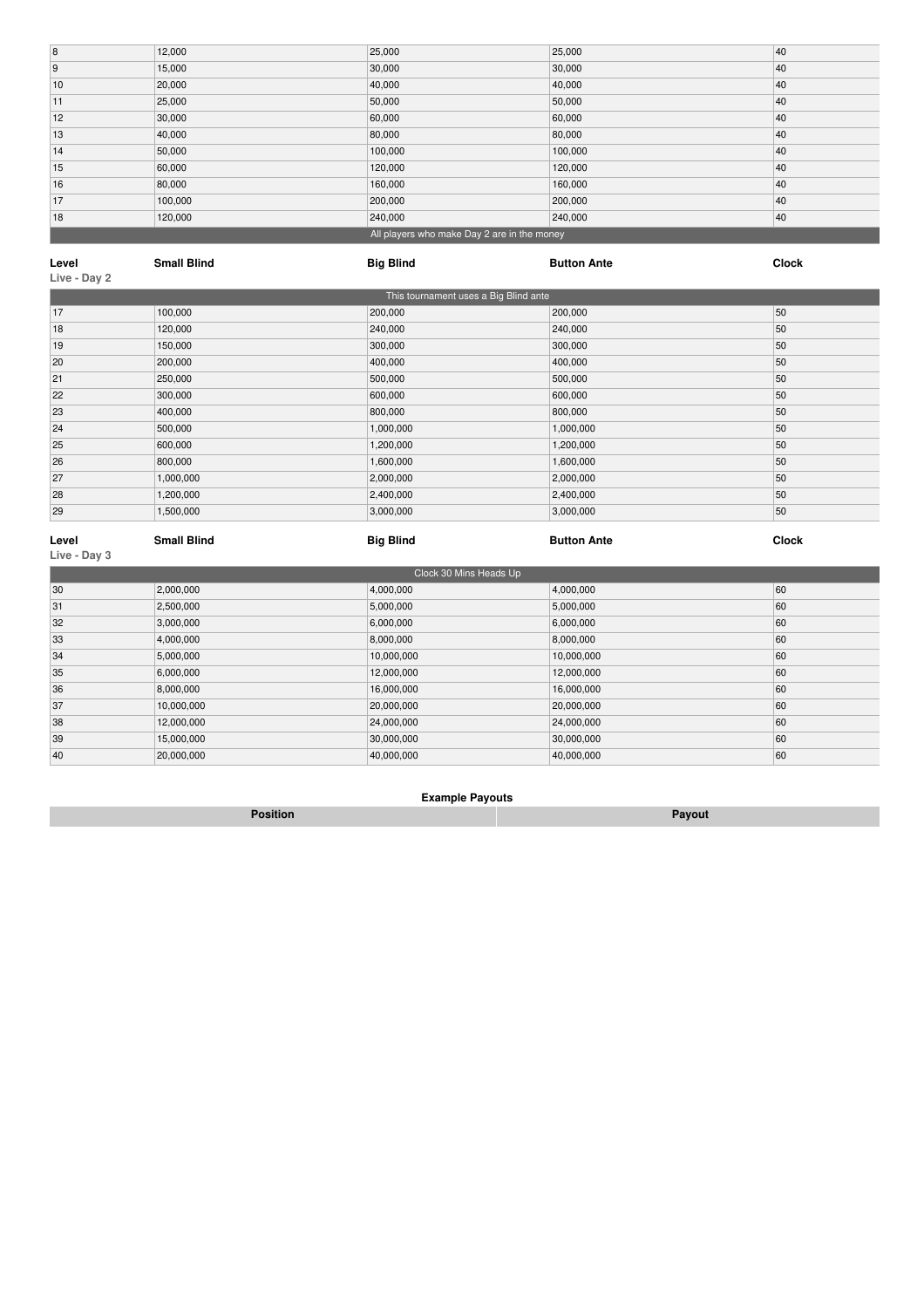| | | | | |
|---|---|---|---|---|
| 8 | 12,000 | 25,000 | 25,000 | 40 |
| 9 | 15,000 | 30,000 | 30,000 | 40 |
| 10 | 20,000 | 40,000 | 40,000 | 40 |
| 11 | 25,000 | 50,000 | 50,000 | 40 |
| 12 | 30,000 | 60,000 | 60,000 | 40 |
| 13 | 40,000 | 80,000 | 80,000 | 40 |
| 14 | 50,000 | 100,000 | 100,000 | 40 |
| 15 | 60,000 | 120,000 | 120,000 | 40 |
| 16 | 80,000 | 160,000 | 160,000 | 40 |
| 17 | 100,000 | 200,000 | 200,000 | 40 |
| 18 | 120,000 | 240,000 | 240,000 | 40 |
| All players who make Day 2 are in the money | | | | |

**Live - Day 2**

| Level | Small Blind | Big Blind | Button Ante | Clock |
|---|---|---|---|---|
| This tournament uses a Big Blind ante | | | | |
| 17 | 100,000 | 200,000 | 200,000 | 50 |
| 18 | 120,000 | 240,000 | 240,000 | 50 |
| 19 | 150,000 | 300,000 | 300,000 | 50 |
| 20 | 200,000 | 400,000 | 400,000 | 50 |
| 21 | 250,000 | 500,000 | 500,000 | 50 |
| 22 | 300,000 | 600,000 | 600,000 | 50 |
| 23 | 400,000 | 800,000 | 800,000 | 50 |
| 24 | 500,000 | 1,000,000 | 1,000,000 | 50 |
| 25 | 600,000 | 1,200,000 | 1,200,000 | 50 |
| 26 | 800,000 | 1,600,000 | 1,600,000 | 50 |
| 27 | 1,000,000 | 2,000,000 | 2,000,000 | 50 |
| 28 | 1,200,000 | 2,400,000 | 2,400,000 | 50 |
| 29 | 1,500,000 | 3,000,000 | 3,000,000 | 50 |

**Live - Day 3**

| Level | Small Blind | Big Blind | Button Ante | Clock |
|---|---|---|---|---|
| Clock 30 Mins Heads Up | | | | |
| 30 | 2,000,000 | 4,000,000 | 4,000,000 | 60 |
| 31 | 2,500,000 | 5,000,000 | 5,000,000 | 60 |
| 32 | 3,000,000 | 6,000,000 | 6,000,000 | 60 |
| 33 | 4,000,000 | 8,000,000 | 8,000,000 | 60 |
| 34 | 5,000,000 | 10,000,000 | 10,000,000 | 60 |
| 35 | 6,000,000 | 12,000,000 | 12,000,000 | 60 |
| 36 | 8,000,000 | 16,000,000 | 16,000,000 | 60 |
| 37 | 10,000,000 | 20,000,000 | 20,000,000 | 60 |
| 38 | 12,000,000 | 24,000,000 | 24,000,000 | 60 |
| 39 | 15,000,000 | 30,000,000 | 30,000,000 | 60 |
| 40 | 20,000,000 | 40,000,000 | 40,000,000 | 60 |

**Example Payouts**

| Position | Payout |
|---|---|